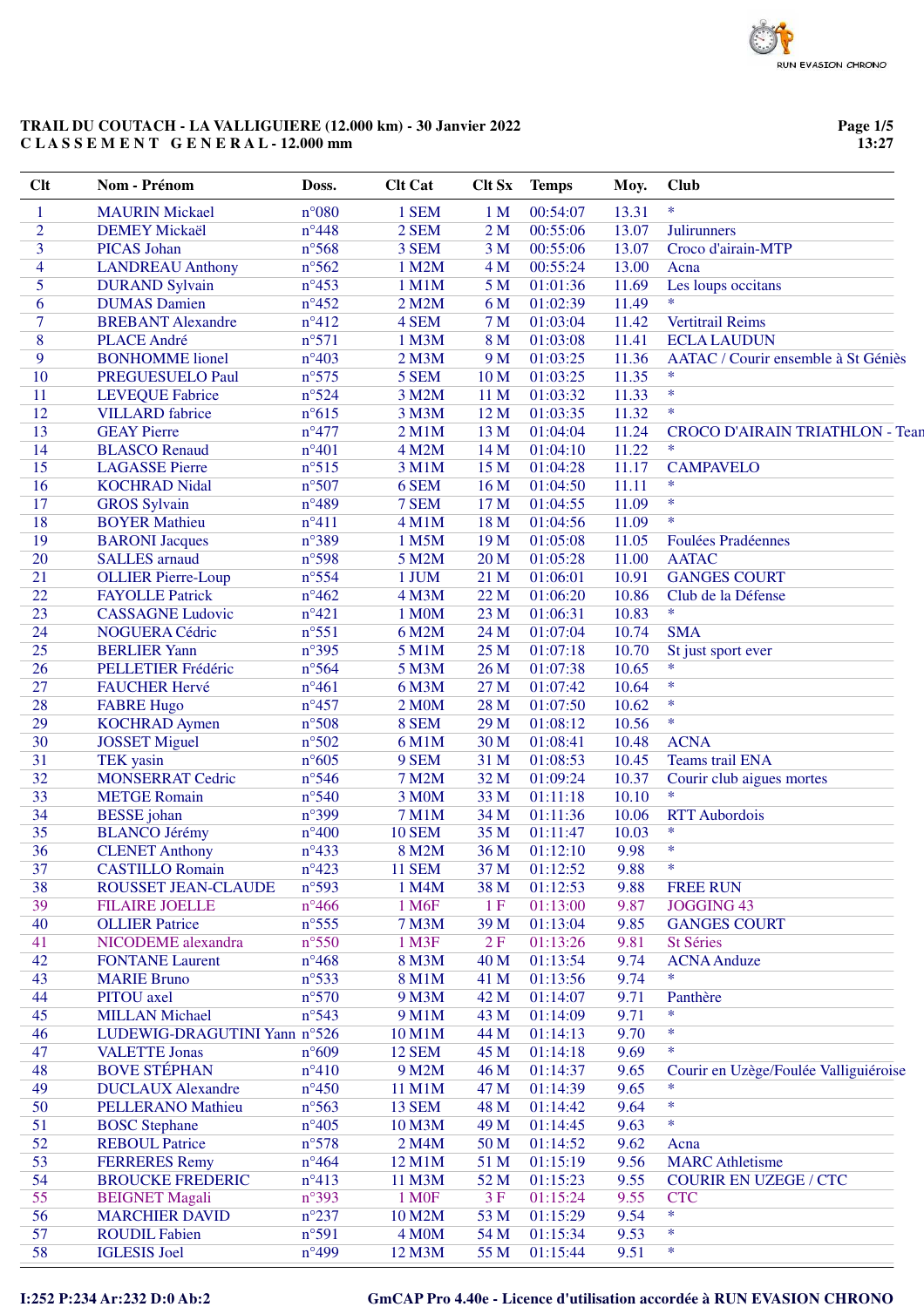**TRAIL DU COUTACH - LA VALLIGUIERE (12.000 km) - 30 Janvier 2022**
**C L A S S E M E N T   G E N E R A L - 12.000 mm**

| Clt | Nom - Prénom | Doss. | Clt Cat | Clt Sx | Temps | Moy. | Club |
|---|---|---|---|---|---|---|---|
| 1 | MAURIN Mickael | n°080 | 1 SEM | 1 M | 00:54:07 | 13.31 | * |
| 2 | DEMEY Mickaël | n°448 | 2 SEM | 2 M | 00:55:06 | 13.07 | Julirunners |
| 3 | PICAS Johan | n°568 | 3 SEM | 3 M | 00:55:06 | 13.07 | Croco d'airain-MTP |
| 4 | LANDREAU Anthony | n°562 | 1 M2M | 4 M | 00:55:24 | 13.00 | Acna |
| 5 | DURAND Sylvain | n°453 | 1 M1M | 5 M | 01:01:36 | 11.69 | Les loups occitans |
| 6 | DUMAS Damien | n°452 | 2 M2M | 6 M | 01:02:39 | 11.49 | * |
| 7 | BREBANT Alexandre | n°412 | 4 SEM | 7 M | 01:03:04 | 11.42 | Vertitrail Reims |
| 8 | PLACE André | n°571 | 1 M3M | 8 M | 01:03:08 | 11.41 | ECLA LAUDUN |
| 9 | BONHOMME lionel | n°403 | 2 M3M | 9 M | 01:03:25 | 11.36 | AATAC / Courir ensemble à St Géniès |
| 10 | PREGUESUELO Paul | n°575 | 5 SEM | 10 M | 01:03:25 | 11.35 | * |
| 11 | LEVEQUE Fabrice | n°524 | 3 M2M | 11 M | 01:03:32 | 11.33 | * |
| 12 | VILLARD fabrice | n°615 | 3 M3M | 12 M | 01:03:35 | 11.32 | * |
| 13 | GEAY Pierre | n°477 | 2 M1M | 13 M | 01:04:04 | 11.24 | CROCO D'AIRAIN TRIATHLON - Tean |
| 14 | BLASCO Renaud | n°401 | 4 M2M | 14 M | 01:04:10 | 11.22 | * |
| 15 | LAGASSE Pierre | n°515 | 3 M1M | 15 M | 01:04:28 | 11.17 | CAMPAVELO |
| 16 | KOCHRAD Nidal | n°507 | 6 SEM | 16 M | 01:04:50 | 11.11 | * |
| 17 | GROS Sylvain | n°489 | 7 SEM | 17 M | 01:04:55 | 11.09 | * |
| 18 | BOYER Mathieu | n°411 | 4 M1M | 18 M | 01:04:56 | 11.09 | * |
| 19 | BARONI Jacques | n°389 | 1 M5M | 19 M | 01:05:08 | 11.05 | Foulées Pradéennes |
| 20 | SALLES arnaud | n°598 | 5 M2M | 20 M | 01:05:28 | 11.00 | AATAC |
| 21 | OLLIER Pierre-Loup | n°554 | 1 JUM | 21 M | 01:06:01 | 10.91 | GANGES COURT |
| 22 | FAYOLLE Patrick | n°462 | 4 M3M | 22 M | 01:06:20 | 10.86 | Club de la Défense |
| 23 | CASSAGNE Ludovic | n°421 | 1 M0M | 23 M | 01:06:31 | 10.83 | * |
| 24 | NOGUERA Cédric | n°551 | 6 M2M | 24 M | 01:07:04 | 10.74 | SMA |
| 25 | BERLIER Yann | n°395 | 5 M1M | 25 M | 01:07:18 | 10.70 | St just sport ever |
| 26 | PELLETIER Frédéric | n°564 | 5 M3M | 26 M | 01:07:38 | 10.65 | * |
| 27 | FAUCHER Hervé | n°461 | 6 M3M | 27 M | 01:07:42 | 10.64 | * |
| 28 | FABRE Hugo | n°457 | 2 M0M | 28 M | 01:07:50 | 10.62 | * |
| 29 | KOCHRAD Aymen | n°508 | 8 SEM | 29 M | 01:08:12 | 10.56 | * |
| 30 | JOSSET Miguel | n°502 | 6 M1M | 30 M | 01:08:41 | 10.48 | ACNA |
| 31 | TEK yasin | n°605 | 9 SEM | 31 M | 01:08:53 | 10.45 | Teams trail ENA |
| 32 | MONSERRAT Cedric | n°546 | 7 M2M | 32 M | 01:09:24 | 10.37 | Courir club aigues mortes |
| 33 | METGE Romain | n°540 | 3 M0M | 33 M | 01:11:18 | 10.10 | * |
| 34 | BESSE johan | n°399 | 7 M1M | 34 M | 01:11:36 | 10.06 | RTT Aubordois |
| 35 | BLANCO Jérémy | n°400 | 10 SEM | 35 M | 01:11:47 | 10.03 | * |
| 36 | CLENET Anthony | n°433 | 8 M2M | 36 M | 01:12:10 | 9.98 | * |
| 37 | CASTILLO Romain | n°423 | 11 SEM | 37 M | 01:12:52 | 9.88 | * |
| 38 | ROUSSET JEAN-CLAUDE | n°593 | 1 M4M | 38 M | 01:12:53 | 9.88 | FREE RUN |
| 39 | FILAIRE JOELLE | n°466 | 1 M6F | 1 F | 01:13:00 | 9.87 | JOGGING 43 |
| 40 | OLLIER Patrice | n°555 | 7 M3M | 39 M | 01:13:04 | 9.85 | GANGES COURT |
| 41 | NICODEME alexandra | n°550 | 1 M3F | 2 F | 01:13:26 | 9.81 | St Séries |
| 42 | FONTANE Laurent | n°468 | 8 M3M | 40 M | 01:13:54 | 9.74 | ACNA Anduze |
| 43 | MARIE Bruno | n°533 | 8 M1M | 41 M | 01:13:56 | 9.74 | * |
| 44 | PITOU axel | n°570 | 9 M3M | 42 M | 01:14:07 | 9.71 | Panthère |
| 45 | MILLAN Michael | n°543 | 9 M1M | 43 M | 01:14:09 | 9.71 | * |
| 46 | LUDEWIG-DRAGUTINI Yann | n°526 | 10 M1M | 44 M | 01:14:13 | 9.70 | * |
| 47 | VALETTE Jonas | n°609 | 12 SEM | 45 M | 01:14:18 | 9.69 | * |
| 48 | BOVE STÉPHAN | n°410 | 9 M2M | 46 M | 01:14:37 | 9.65 | Courir en Uzège/Foulée Valliguiéroise |
| 49 | DUCLAUX Alexandre | n°450 | 11 M1M | 47 M | 01:14:39 | 9.65 | * |
| 50 | PELLERANO Mathieu | n°563 | 13 SEM | 48 M | 01:14:42 | 9.64 | * |
| 51 | BOSC Stephane | n°405 | 10 M3M | 49 M | 01:14:45 | 9.63 | * |
| 52 | REBOUL Patrice | n°578 | 2 M4M | 50 M | 01:14:52 | 9.62 | Acna |
| 53 | FERRERES Remy | n°464 | 12 M1M | 51 M | 01:15:19 | 9.56 | MARC Athletisme |
| 54 | BROUCKE FREDERIC | n°413 | 11 M3M | 52 M | 01:15:23 | 9.55 | COURIR EN UZEGE / CTC |
| 55 | BEIGNET Magali | n°393 | 1 M0F | 3 F | 01:15:24 | 9.55 | CTC |
| 56 | MARCHIER DAVID | n°237 | 10 M2M | 53 M | 01:15:29 | 9.54 | * |
| 57 | ROUDIL Fabien | n°591 | 4 M0M | 54 M | 01:15:34 | 9.53 | * |
| 58 | IGLESIS Joel | n°499 | 12 M3M | 55 M | 01:15:44 | 9.51 | * |

I:252 P:234 Ar:232 D:0 Ab:2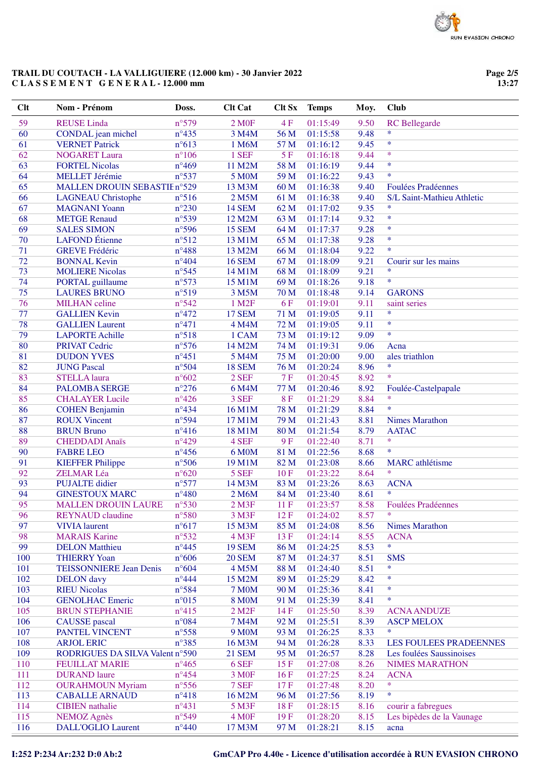# TRAIL DU COUTACH - LA VALLIGUIERE (12.000 km) - 30 Janvier 2022

## C L A S S E M E N T   G E N E R A L - 12.000 mm

| Clt | Nom - Prénom | Doss. | Clt Cat | Clt Sx | Temps | Moy. | Club |
|---|---|---|---|---|---|---|---|
| 59 | REUSE Linda | n°579 | 2 M0F | 4 F | 01:15:49 | 9.50 | RC Bellegarde |
| 60 | CONDAL jean michel | n°435 | 3 M4M | 56 M | 01:15:58 | 9.48 | * |
| 61 | VERNET Patrick | n°613 | 1 M6M | 57 M | 01:16:12 | 9.45 | * |
| 62 | NOGARET Laura | n°106 | 1 SEF | 5 F | 01:16:18 | 9.44 | * |
| 63 | FORTEL Nicolas | n°469 | 11 M2M | 58 M | 01:16:19 | 9.44 | * |
| 64 | MELLET Jérémie | n°537 | 5 M0M | 59 M | 01:16:22 | 9.43 | * |
| 65 | MALLEN DROUIN SEBASTIE | n°529 | 13 M3M | 60 M | 01:16:38 | 9.40 | Foulées Pradéennes |
| 66 | LAGNEAU Christophe | n°516 | 2 M5M | 61 M | 01:16:38 | 9.40 | S/L Saint-Mathieu Athletic |
| 67 | MAGNANI Yoann | n°230 | 14 SEM | 62 M | 01:17:02 | 9.35 | * |
| 68 | METGE Renaud | n°539 | 12 M2M | 63 M | 01:17:14 | 9.32 | * |
| 69 | SALES SIMON | n°596 | 15 SEM | 64 M | 01:17:37 | 9.28 | * |
| 70 | LAFOND Étienne | n°512 | 13 M1M | 65 M | 01:17:38 | 9.28 | * |
| 71 | GREVE Frédéric | n°488 | 13 M2M | 66 M | 01:18:04 | 9.22 | * |
| 72 | BONNAL Kevin | n°404 | 16 SEM | 67 M | 01:18:09 | 9.21 | Courir sur les mains |
| 73 | MOLIERE Nicolas | n°545 | 14 M1M | 68 M | 01:18:09 | 9.21 | * |
| 74 | PORTAL guillaume | n°573 | 15 M1M | 69 M | 01:18:26 | 9.18 | * |
| 75 | LAURES BRUNO | n°519 | 3 M5M | 70 M | 01:18:48 | 9.14 | GARONS |
| 76 | MILHAN celine | n°542 | 1 M2F | 6 F | 01:19:01 | 9.11 | saint series |
| 77 | GALLIEN Kevin | n°472 | 17 SEM | 71 M | 01:19:05 | 9.11 | * |
| 78 | GALLIEN Laurent | n°471 | 4 M4M | 72 M | 01:19:05 | 9.11 | * |
| 79 | LAPORTE Achille | n°518 | 1 CAM | 73 M | 01:19:12 | 9.09 | * |
| 80 | PRIVAT Cedric | n°576 | 14 M2M | 74 M | 01:19:31 | 9.06 | Acna |
| 81 | DUDON YVES | n°451 | 5 M4M | 75 M | 01:20:00 | 9.00 | ales triathlon |
| 82 | JUNG Pascal | n°504 | 18 SEM | 76 M | 01:20:24 | 8.96 | * |
| 83 | STELLA laura | n°602 | 2 SEF | 7 F | 01:20:45 | 8.92 | * |
| 84 | PALOMBA SERGE | n°276 | 6 M4M | 77 M | 01:20:46 | 8.92 | Foulée-Castelpapale |
| 85 | CHALAYER Lucile | n°426 | 3 SEF | 8 F | 01:21:29 | 8.84 | * |
| 86 | COHEN Benjamin | n°434 | 16 M1M | 78 M | 01:21:29 | 8.84 | * |
| 87 | ROUX Vincent | n°594 | 17 M1M | 79 M | 01:21:43 | 8.81 | Nimes Marathon |
| 88 | BRUN Bruno | n°416 | 18 M1M | 80 M | 01:21:54 | 8.79 | AATAC |
| 89 | CHEDDADI Anaïs | n°429 | 4 SEF | 9 F | 01:22:40 | 8.71 | * |
| 90 | FABRE LEO | n°456 | 6 M0M | 81 M | 01:22:56 | 8.68 | * |
| 91 | KIEFFER Philippe | n°506 | 19 M1M | 82 M | 01:23:08 | 8.66 | MARC athlétisme |
| 92 | ZELMAR Léa | n°620 | 5 SEF | 10 F | 01:23:22 | 8.64 | * |
| 93 | PUJALTE didier | n°577 | 14 M3M | 83 M | 01:23:26 | 8.63 | ACNA |
| 94 | GINESTOUX MARC | n°480 | 2 M6M | 84 M | 01:23:40 | 8.61 | * |
| 95 | MALLEN DROUIN LAURE | n°530 | 2 M3F | 11 F | 01:23:57 | 8.58 | Foulées Pradéennes |
| 96 | REYNAUD claudine | n°580 | 3 M3F | 12 F | 01:24:02 | 8.57 | * |
| 97 | VIVIA laurent | n°617 | 15 M3M | 85 M | 01:24:08 | 8.56 | Nimes Marathon |
| 98 | MARAIS Karine | n°532 | 4 M3F | 13 F | 01:24:14 | 8.55 | ACNA |
| 99 | DELON Matthieu | n°445 | 19 SEM | 86 M | 01:24:25 | 8.53 | * |
| 100 | THIERRY Yoan | n°606 | 20 SEM | 87 M | 01:24:37 | 8.51 | SMS |
| 101 | TEISSONNIERE Jean Denis | n°604 | 4 M5M | 88 M | 01:24:40 | 8.51 | * |
| 102 | DELON davy | n°444 | 15 M2M | 89 M | 01:25:29 | 8.42 | * |
| 103 | RIEU Nicolas | n°584 | 7 M0M | 90 M | 01:25:36 | 8.41 | * |
| 104 | GENOLHAC Emeric | n°015 | 8 M0M | 91 M | 01:25:39 | 8.41 | * |
| 105 | BRUN STEPHANIE | n°415 | 2 M2F | 14 F | 01:25:50 | 8.39 | ACNA ANDUZE |
| 106 | CAUSSE pascal | n°084 | 7 M4M | 92 M | 01:25:51 | 8.39 | ASCP MELOX |
| 107 | PANTEL VINCENT | n°558 | 9 M0M | 93 M | 01:26:25 | 8.33 | * |
| 108 | ARJOL ERIC | n°385 | 16 M3M | 94 M | 01:26:28 | 8.33 | LES FOULEES PRADEENNES |
| 109 | RODRIGUES DA SILVA Valent | n°590 | 21 SEM | 95 M | 01:26:57 | 8.28 | Les foulées Saussinoises |
| 110 | FEUILLAT MARIE | n°465 | 6 SEF | 15 F | 01:27:08 | 8.26 | NIMES MARATHON |
| 111 | DURAND laure | n°454 | 3 M0F | 16 F | 01:27:25 | 8.24 | ACNA |
| 112 | OURAHMOUN Myriam | n°556 | 7 SEF | 17 F | 01:27:48 | 8.20 | * |
| 113 | CABALLE ARNAUD | n°418 | 16 M2M | 96 M | 01:27:56 | 8.19 | * |
| 114 | CIBIEN nathalie | n°431 | 5 M3F | 18 F | 01:28:15 | 8.16 | courir a fabregues |
| 115 | NEMOZ Agnès | n°549 | 4 M0F | 19 F | 01:28:20 | 8.15 | Les bipèdes de la Vaunage |
| 116 | DALL'OGLIO Laurent | n°440 | 17 M3M | 97 M | 01:28:21 | 8.15 | acna |

I:252 P:234 Ar:232 D:0 Ab:2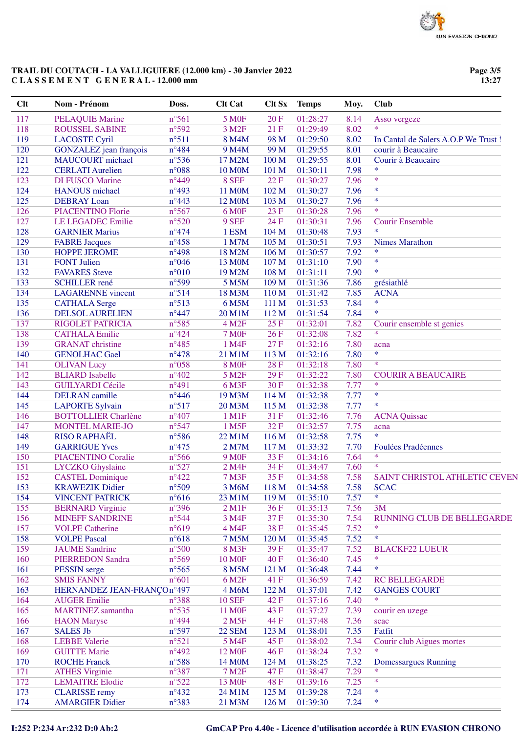# TRAIL DU COUTACH - LA VALLIGUIERE (12.000 km) - 30 Janvier 2022

**C L A S S E M E N T G E N E R A L - 12.000 mm**

| Clt | Nom - Prénom | Doss. | Clt Cat | Clt Sx | Temps | Moy. | Club |
|---|---|---|---|---|---|---|---|
| 117 | PELAQUIE Marine | n°561 | 5 M0F | 20 F | 01:28:27 | 8.14 | Asso vergeze |
| 118 | ROUSSEL SABINE | n°592 | 3 M2F | 21 F | 01:29:49 | 8.02 | * |
| 119 | LACOSTE Cyril | n°511 | 8 M4M | 98 M | 01:29:50 | 8.02 | In Cantal de Salers A.O.P We Trust ! |
| 120 | GONZALEZ jean françois | n°484 | 9 M4M | 99 M | 01:29:55 | 8.01 | courir à Beaucaire |
| 121 | MAUCOURT michael | n°536 | 17 M2M | 100 M | 01:29:55 | 8.01 | Courir à Beaucaire |
| 122 | CERLATI Aurelien | n°088 | 10 M0M | 101 M | 01:30:11 | 7.98 | * |
| 123 | DI FUSCO Marine | n°449 | 8 SEF | 22 F | 01:30:27 | 7.96 | * |
| 124 | HANOUS michael | n°493 | 11 M0M | 102 M | 01:30:27 | 7.96 | * |
| 125 | DEBRAY Loan | n°443 | 12 M0M | 103 M | 01:30:27 | 7.96 | * |
| 126 | PIACENTINO Florie | n°567 | 6 M0F | 23 F | 01:30:28 | 7.96 | * |
| 127 | LE LEGADEC Emilie | n°520 | 9 SEF | 24 F | 01:30:31 | 7.96 | Courir Ensemble |
| 128 | GARNIER Marius | n°474 | 1 ESM | 104 M | 01:30:48 | 7.93 | * |
| 129 | FABRE Jacques | n°458 | 1 M7M | 105 M | 01:30:51 | 7.93 | Nimes Marathon |
| 130 | HOPPE JEROME | n°498 | 18 M2M | 106 M | 01:30:57 | 7.92 | * |
| 131 | FONT Julien | n°046 | 13 M0M | 107 M | 01:31:10 | 7.90 | * |
| 132 | FAVARES Steve | n°010 | 19 M2M | 108 M | 01:31:11 | 7.90 | * |
| 133 | SCHILLER rené | n°599 | 5 M5M | 109 M | 01:31:36 | 7.86 | grésiathlé |
| 134 | LAGARENNE vincent | n°514 | 18 M3M | 110 M | 01:31:42 | 7.85 | ACNA |
| 135 | CATHALA Serge | n°513 | 6 M5M | 111 M | 01:31:53 | 7.84 | * |
| 136 | DELSOL AURELIEN | n°447 | 20 M1M | 112 M | 01:31:54 | 7.84 | * |
| 137 | RIGOLET PATRICIA | n°585 | 4 M2F | 25 F | 01:32:01 | 7.82 | Courir ensemble st genies |
| 138 | CATHALA Emilie | n°424 | 7 M0F | 26 F | 01:32:08 | 7.82 | * |
| 139 | GRANAT christine | n°485 | 1 M4F | 27 F | 01:32:16 | 7.80 | acna |
| 140 | GENOLHAC Gael | n°478 | 21 M1M | 113 M | 01:32:16 | 7.80 | * |
| 141 | OLIVAN Lucy | n°058 | 8 M0F | 28 F | 01:32:18 | 7.80 | * |
| 142 | BLIARD Isabelle | n°402 | 5 M2F | 29 F | 01:32:22 | 7.80 | COURIR A BEAUCAIRE |
| 143 | GUILYARDI Cécile | n°491 | 6 M3F | 30 F | 01:32:38 | 7.77 | * |
| 144 | DELRAN camille | n°446 | 19 M3M | 114 M | 01:32:38 | 7.77 | * |
| 145 | LAPORTE Sylvain | n°517 | 20 M3M | 115 M | 01:32:38 | 7.77 | * |
| 146 | BOTTOLLIER Charlène | n°407 | 1 M1F | 31 F | 01:32:46 | 7.76 | ACNA Quissac |
| 147 | MONTEL MARIE-JO | n°547 | 1 M5F | 32 F | 01:32:57 | 7.75 | acna |
| 148 | RISO RAPHAËL | n°586 | 22 M1M | 116 M | 01:32:58 | 7.75 | * |
| 149 | GARRIGUE Yves | n°475 | 2 M7M | 117 M | 01:33:32 | 7.70 | Foulées Pradéennes |
| 150 | PIACENTINO Coralie | n°566 | 9 M0F | 33 F | 01:34:16 | 7.64 | * |
| 151 | LYCZKO Ghyslaine | n°527 | 2 M4F | 34 F | 01:34:47 | 7.60 | * |
| 152 | CASTEL Dominique | n°422 | 7 M3F | 35 F | 01:34:58 | 7.58 | SAINT CHRISTOL ATHLETIC CEVEN |
| 153 | KRAWEZIK Didier | n°509 | 3 M6M | 118 M | 01:34:58 | 7.58 | SCAC |
| 154 | VINCENT PATRICK | n°616 | 23 M1M | 119 M | 01:35:10 | 7.57 | * |
| 155 | BERNARD Virginie | n°396 | 2 M1F | 36 F | 01:35:13 | 7.56 | 3M |
| 156 | MINEFF SANDRINE | n°544 | 3 M4F | 37 F | 01:35:30 | 7.54 | RUNNING CLUB DE BELLEGARDE |
| 157 | VOLPE Catherine | n°619 | 4 M4F | 38 F | 01:35:45 | 7.52 | * |
| 158 | VOLPE Pascal | n°618 | 7 M5M | 120 M | 01:35:45 | 7.52 | * |
| 159 | JAUME Sandrine | n°500 | 8 M3F | 39 F | 01:35:47 | 7.52 | BLACKF22 LUEUR |
| 160 | PIERREDON Sandra | n°569 | 10 M0F | 40 F | 01:36:40 | 7.45 | * |
| 161 | PESSIN serge | n°565 | 8 M5M | 121 M | 01:36:48 | 7.44 | * |
| 162 | SMIS FANNY | n°601 | 6 M2F | 41 F | 01:36:59 | 7.42 | RC BELLEGARDE |
| 163 | HERNANDEZ JEAN-FRANÇO | n°497 | 4 M6M | 122 M | 01:37:01 | 7.42 | GANGES COURT |
| 164 | AUGER Emilie | n°388 | 10 SEF | 42 F | 01:37:16 | 7.40 | * |
| 165 | MARTINEZ samantha | n°535 | 11 M0F | 43 F | 01:37:27 | 7.39 | courir en uzege |
| 166 | HAON Maryse | n°494 | 2 M5F | 44 F | 01:37:48 | 7.36 | scac |
| 167 | SALES Jb | n°597 | 22 SEM | 123 M | 01:38:01 | 7.35 | Fatfit |
| 168 | LEBBE Valerie | n°521 | 5 M4F | 45 F | 01:38:02 | 7.34 | Courir club Aigues mortes |
| 169 | GUITTE Marie | n°492 | 12 M0F | 46 F | 01:38:24 | 7.32 | * |
| 170 | ROCHE Franck | n°588 | 14 M0M | 124 M | 01:38:25 | 7.32 | Domessargues Running |
| 171 | ATHES Virginie | n°387 | 7 M2F | 47 F | 01:38:47 | 7.29 | * |
| 172 | LEMAITRE Elodie | n°522 | 13 M0F | 48 F | 01:39:16 | 7.25 | * |
| 173 | CLARISSE remy | n°432 | 24 M1M | 125 M | 01:39:28 | 7.24 | * |
| 174 | AMARGIER Didier | n°383 | 21 M3M | 126 M | 01:39:30 | 7.24 | * |

I:252 P:234 Ar:232 D:0 Ab:2

GmCAP Pro 4.40e - Licence d'utilisation accordée à RUN EVASION CHRONO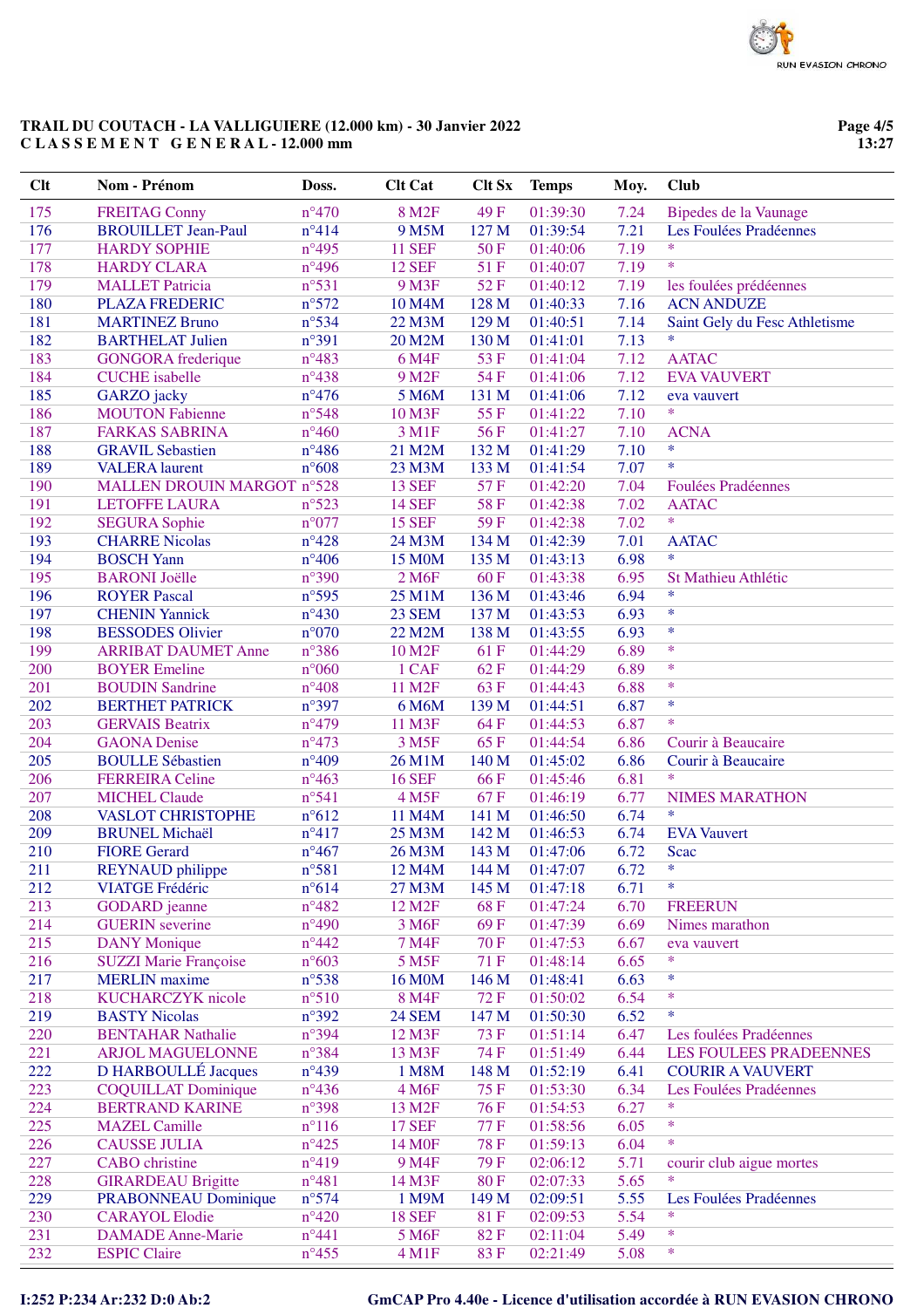**TRAIL DU COUTACH - LA VALLIGUIERE (12.000 km) - 30 Janvier 2022**
**C L A S S E M E N T   G E N E R A L - 12.000 mm**

13:27

| Clt | Nom - Prénom | Doss. | Clt Cat | Clt Sx | Temps | Moy. | Club |
|---|---|---|---|---|---|---|---|
| 175 | FREITAG Conny | n°470 | 8 M2F | 49 F | 01:39:30 | 7.24 | Bipedes de la Vaunage |
| 176 | BROUILLET Jean-Paul | n°414 | 9 M5M | 127 M | 01:39:54 | 7.21 | Les Foulées Pradéennes |
| 177 | HARDY SOPHIE | n°495 | 11 SEF | 50 F | 01:40:06 | 7.19 | * |
| 178 | HARDY CLARA | n°496 | 12 SEF | 51 F | 01:40:07 | 7.19 | * |
| 179 | MALLET Patricia | n°531 | 9 M3F | 52 F | 01:40:12 | 7.19 | les foulées prédéennes |
| 180 | PLAZA FREDERIC | n°572 | 10 M4M | 128 M | 01:40:33 | 7.16 | ACN ANDUZE |
| 181 | MARTINEZ Bruno | n°534 | 22 M3M | 129 M | 01:40:51 | 7.14 | Saint Gely du Fesc Athletisme |
| 182 | BARTHELAT Julien | n°391 | 20 M2M | 130 M | 01:41:01 | 7.13 | * |
| 183 | GONGORA frederique | n°483 | 6 M4F | 53 F | 01:41:04 | 7.12 | AATAC |
| 184 | CUCHE isabelle | n°438 | 9 M2F | 54 F | 01:41:06 | 7.12 | EVA VAUVERT |
| 185 | GARZO jacky | n°476 | 5 M6M | 131 M | 01:41:06 | 7.12 | eva vauvert |
| 186 | MOUTON Fabienne | n°548 | 10 M3F | 55 F | 01:41:22 | 7.10 | * |
| 187 | FARKAS SABRINA | n°460 | 3 M1F | 56 F | 01:41:27 | 7.10 | ACNA |
| 188 | GRAVIL Sebastien | n°486 | 21 M2M | 132 M | 01:41:29 | 7.10 | * |
| 189 | VALERA laurent | n°608 | 23 M3M | 133 M | 01:41:54 | 7.07 | * |
| 190 | MALLEN DROUIN MARGOT | n°528 | 13 SEF | 57 F | 01:42:20 | 7.04 | Foulées Pradéennes |
| 191 | LETOFFE LAURA | n°523 | 14 SEF | 58 F | 01:42:38 | 7.02 | AATAC |
| 192 | SEGURA Sophie | n°077 | 15 SEF | 59 F | 01:42:38 | 7.02 | * |
| 193 | CHARRE Nicolas | n°428 | 24 M3M | 134 M | 01:42:39 | 7.01 | AATAC |
| 194 | BOSCH Yann | n°406 | 15 M0M | 135 M | 01:43:13 | 6.98 | * |
| 195 | BARONI Joëlle | n°390 | 2 M6F | 60 F | 01:43:38 | 6.95 | St Mathieu Athlétic |
| 196 | ROYER Pascal | n°595 | 25 M1M | 136 M | 01:43:46 | 6.94 | * |
| 197 | CHENIN Yannick | n°430 | 23 SEM | 137 M | 01:43:53 | 6.93 | * |
| 198 | BESSODES Olivier | n°070 | 22 M2M | 138 M | 01:43:55 | 6.93 | * |
| 199 | ARRIBAT DAUMET Anne | n°386 | 10 M2F | 61 F | 01:44:29 | 6.89 | * |
| 200 | BOYER Emeline | n°060 | 1 CAF | 62 F | 01:44:29 | 6.89 | * |
| 201 | BOUDIN Sandrine | n°408 | 11 M2F | 63 F | 01:44:43 | 6.88 | * |
| 202 | BERTHET PATRICK | n°397 | 6 M6M | 139 M | 01:44:51 | 6.87 | * |
| 203 | GERVAIS Beatrix | n°479 | 11 M3F | 64 F | 01:44:53 | 6.87 | * |
| 204 | GAONA Denise | n°473 | 3 M5F | 65 F | 01:44:54 | 6.86 | Courir à Beaucaire |
| 205 | BOULLE Sébastien | n°409 | 26 M1M | 140 M | 01:45:02 | 6.86 | Courir à Beaucaire |
| 206 | FERREIRA Celine | n°463 | 16 SEF | 66 F | 01:45:46 | 6.81 | * |
| 207 | MICHEL Claude | n°541 | 4 M5F | 67 F | 01:46:19 | 6.77 | NIMES MARATHON |
| 208 | VASLOT CHRISTOPHE | n°612 | 11 M4M | 141 M | 01:46:50 | 6.74 | * |
| 209 | BRUNEL Michaël | n°417 | 25 M3M | 142 M | 01:46:53 | 6.74 | EVA Vauvert |
| 210 | FIORE Gerard | n°467 | 26 M3M | 143 M | 01:47:06 | 6.72 | Scac |
| 211 | REYNAUD philippe | n°581 | 12 M4M | 144 M | 01:47:07 | 6.72 | * |
| 212 | VIATGE Frédéric | n°614 | 27 M3M | 145 M | 01:47:18 | 6.71 | * |
| 213 | GODARD jeanne | n°482 | 12 M2F | 68 F | 01:47:24 | 6.70 | FREERUN |
| 214 | GUERIN severine | n°490 | 3 M6F | 69 F | 01:47:39 | 6.69 | Nimes marathon |
| 215 | DANY Monique | n°442 | 7 M4F | 70 F | 01:47:53 | 6.67 | eva vauvert |
| 216 | SUZZI Marie Françoise | n°603 | 5 M5F | 71 F | 01:48:14 | 6.65 | * |
| 217 | MERLIN maxime | n°538 | 16 M0M | 146 M | 01:48:41 | 6.63 | * |
| 218 | KUCHARCZYK nicole | n°510 | 8 M4F | 72 F | 01:50:02 | 6.54 | * |
| 219 | BASTY Nicolas | n°392 | 24 SEM | 147 M | 01:50:30 | 6.52 | * |
| 220 | BENTAHAR Nathalie | n°394 | 12 M3F | 73 F | 01:51:14 | 6.47 | Les foulées Pradéennes |
| 221 | ARJOL MAGUELONNE | n°384 | 13 M3F | 74 F | 01:51:49 | 6.44 | LES FOULEES PRADEENNES |
| 222 | D HARBOULLÉ Jacques | n°439 | 1 M8M | 148 M | 01:52:19 | 6.41 | COURIR A VAUVERT |
| 223 | COQUILLAT Dominique | n°436 | 4 M6F | 75 F | 01:53:30 | 6.34 | Les Foulées Pradéennes |
| 224 | BERTRAND KARINE | n°398 | 13 M2F | 76 F | 01:54:53 | 6.27 | * |
| 225 | MAZEL Camille | n°116 | 17 SEF | 77 F | 01:58:56 | 6.05 | * |
| 226 | CAUSSE JULIA | n°425 | 14 M0F | 78 F | 01:59:13 | 6.04 | * |
| 227 | CABO christine | n°419 | 9 M4F | 79 F | 02:06:12 | 5.71 | courir club aigue mortes |
| 228 | GIRARDEAU Brigitte | n°481 | 14 M3F | 80 F | 02:07:33 | 5.65 | * |
| 229 | PRABONNEAU Dominique | n°574 | 1 M9M | 149 M | 02:09:51 | 5.55 | Les Foulées Pradéennes |
| 230 | CARAYOL Elodie | n°420 | 18 SEF | 81 F | 02:09:53 | 5.54 | * |
| 231 | DAMADE Anne-Marie | n°441 | 5 M6F | 82 F | 02:11:04 | 5.49 | * |
| 232 | ESPIC Claire | n°455 | 4 M1F | 83 F | 02:21:49 | 5.08 | * |

I:252 P:234 Ar:232 D:0 Ab:2

GmCAP Pro 4.40e - Licence d'utilisation accordée à RUN EVASION CHRONO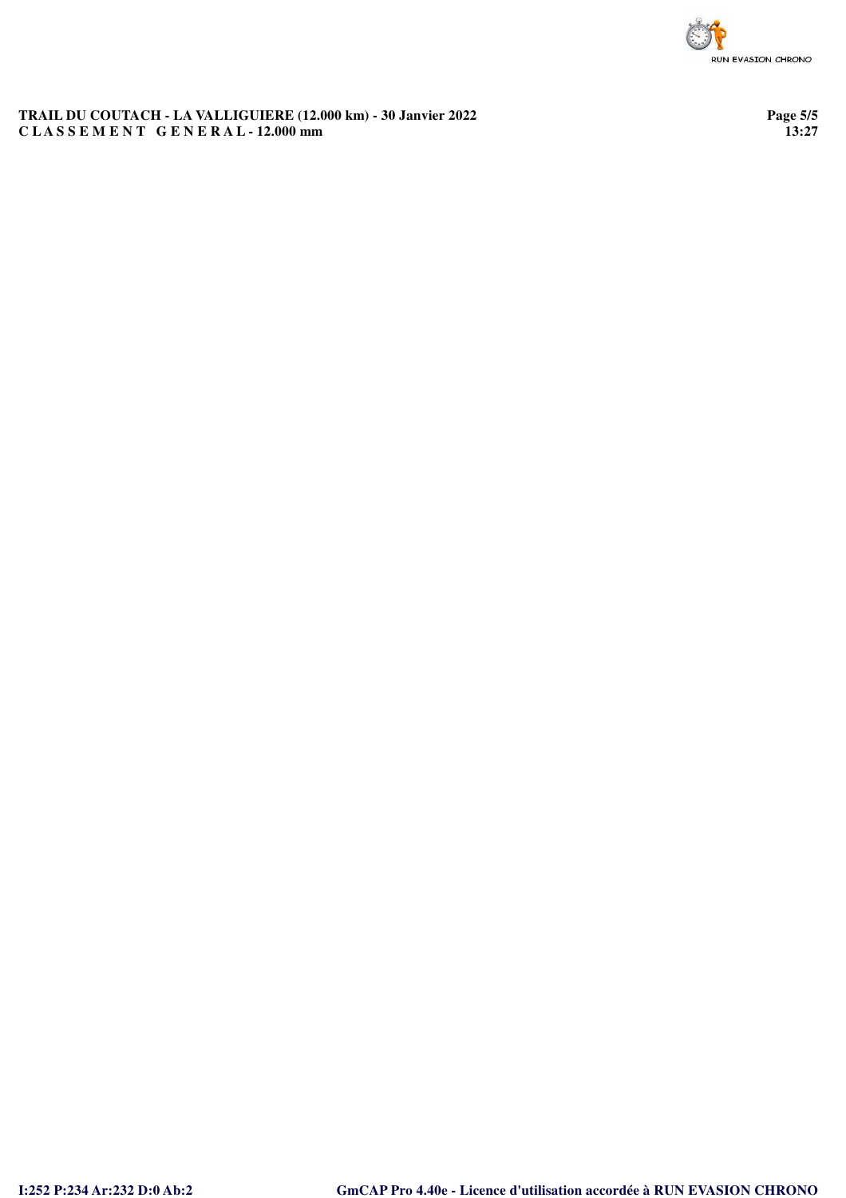I:252 P:234 Ar:232 D:0 Ab:2